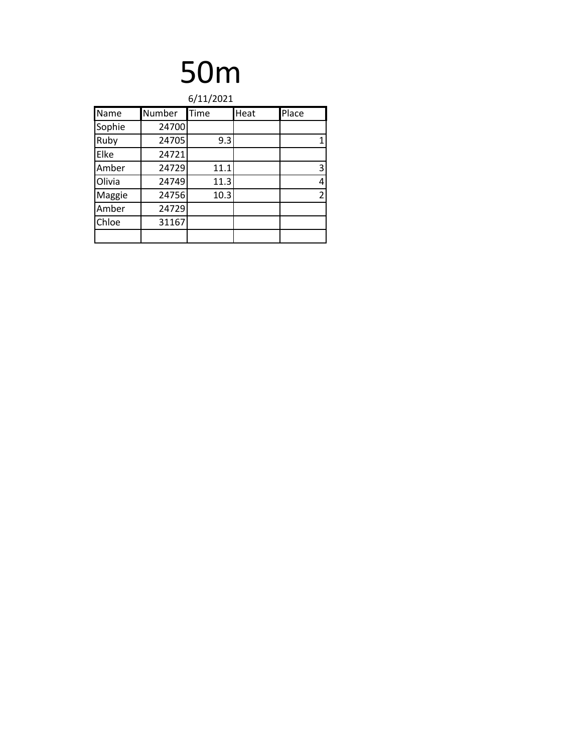# 50m

6/11/2021

| Name | Number | Time | Heat | Place |
|---|---|---|---|---|
| Sophie | 24700 | | | |
| Ruby | 24705 | 9.3 | | 1 |
| Elke | 24721 | | | |
| Amber | 24729 | 11.1 | | 3 |
| Olivia | 24749 | 11.3 | | 4 |
| Maggie | 24756 | 10.3 | | 2 |
| Amber | 24729 | | | |
| Chloe | 31167 | | | |
| | | | | |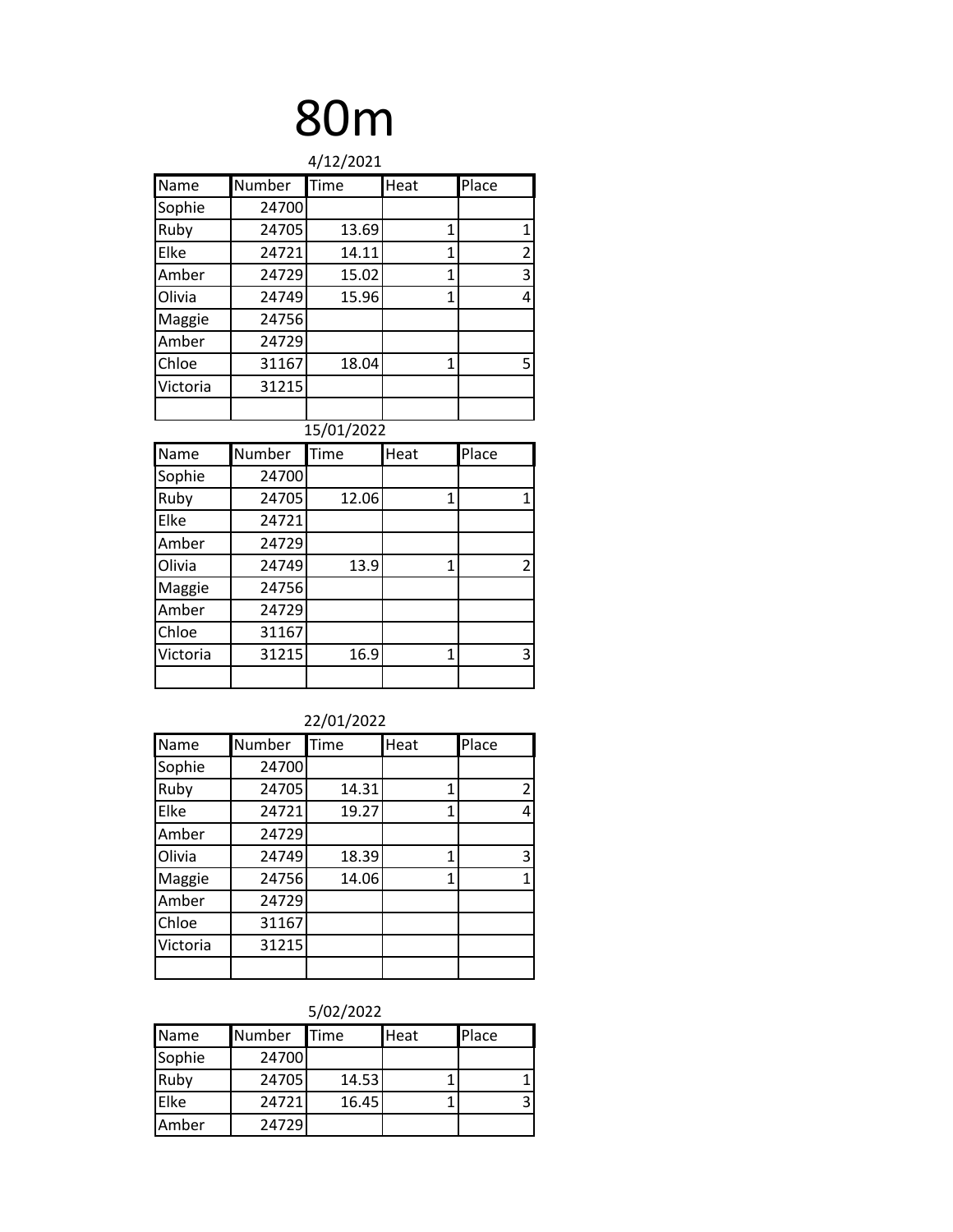# 80m

4/12/2021

| Name | Number | Time | Heat | Place |
|---|---|---|---|---|
| Sophie | 24700 | | | |
| Ruby | 24705 | 13.69 | 1 | 1 |
| Elke | 24721 | 14.11 | 1 | 2 |
| Amber | 24729 | 15.02 | 1 | 3 |
| Olivia | 24749 | 15.96 | 1 | 4 |
| Maggie | 24756 | | | |
| Amber | 24729 | | | |
| Chloe | 31167 | 18.04 | 1 | 5 |
| Victoria | 31215 | | | |
| | | | | |

15/01/2022

| Name | Number | Time | Heat | Place |
|---|---|---|---|---|
| Sophie | 24700 | | | |
| Ruby | 24705 | 12.06 | 1 | 1 |
| Elke | 24721 | | | |
| Amber | 24729 | | | |
| Olivia | 24749 | 13.9 | 1 | 2 |
| Maggie | 24756 | | | |
| Amber | 24729 | | | |
| Chloe | 31167 | | | |
| Victoria | 31215 | 16.9 | 1 | 3 |
| | | | | |

22/01/2022

| Name | Number | Time | Heat | Place |
|---|---|---|---|---|
| Sophie | 24700 | | | |
| Ruby | 24705 | 14.31 | 1 | 2 |
| Elke | 24721 | 19.27 | 1 | 4 |
| Amber | 24729 | | | |
| Olivia | 24749 | 18.39 | 1 | 3 |
| Maggie | 24756 | 14.06 | 1 | 1 |
| Amber | 24729 | | | |
| Chloe | 31167 | | | |
| Victoria | 31215 | | | |
| | | | | |

5/02/2022

| Name | Number | Time | Heat | Place |
|---|---|---|---|---|
| Sophie | 24700 | | | |
| Ruby | 24705 | 14.53 | 1 | 1 |
| Elke | 24721 | 16.45 | 1 | 3 |
| Amber | 24729 | | | |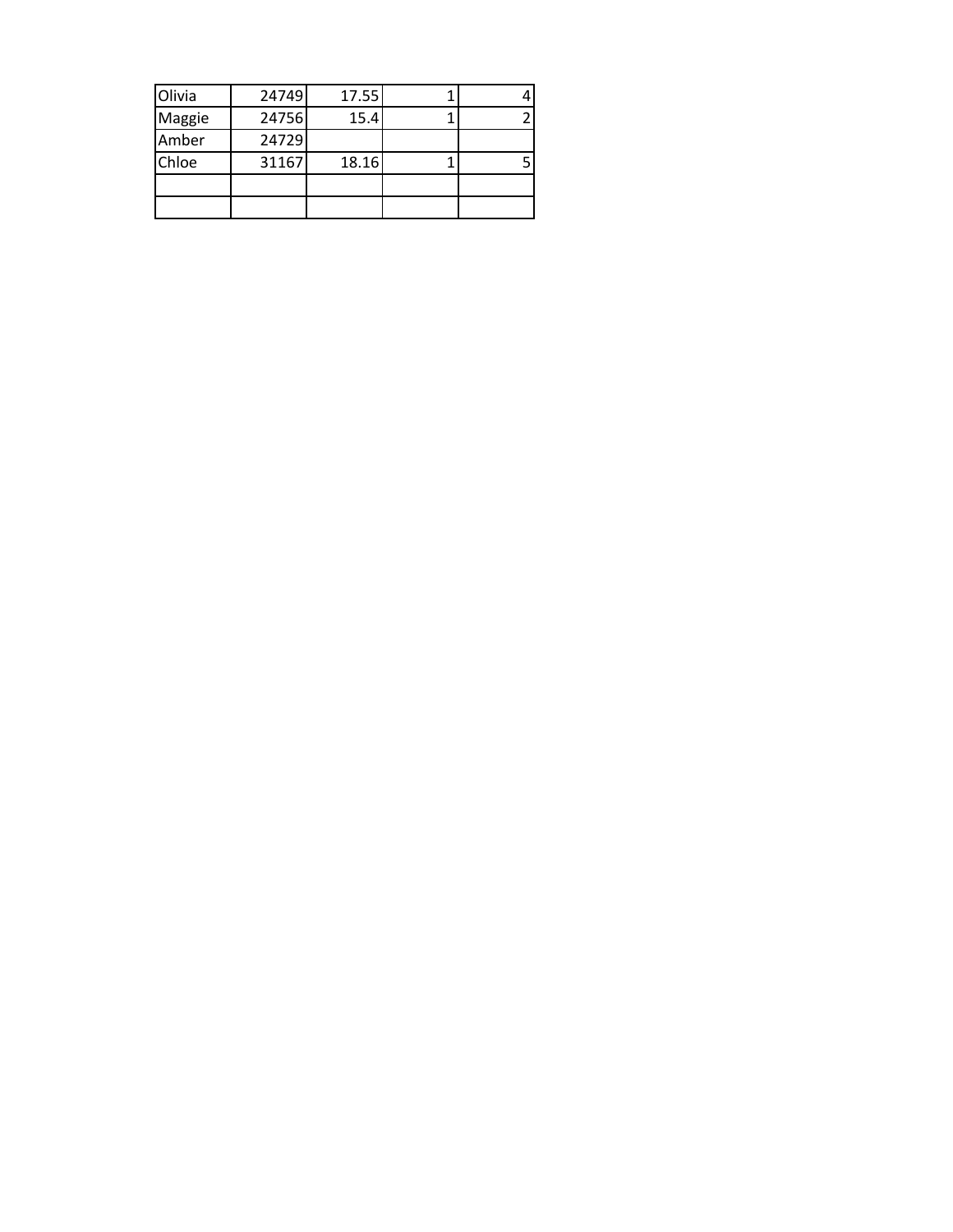| | | | | |
|---|---|---|---|---|
| Olivia | 24749 | 17.55 | 1 | 4 |
| Maggie | 24756 | 15.4 | 1 | 2 |
| Amber | 24729 | | | |
| Chloe | 31167 | 18.16 | 1 | 5 |
| | | | | |
| | | | | |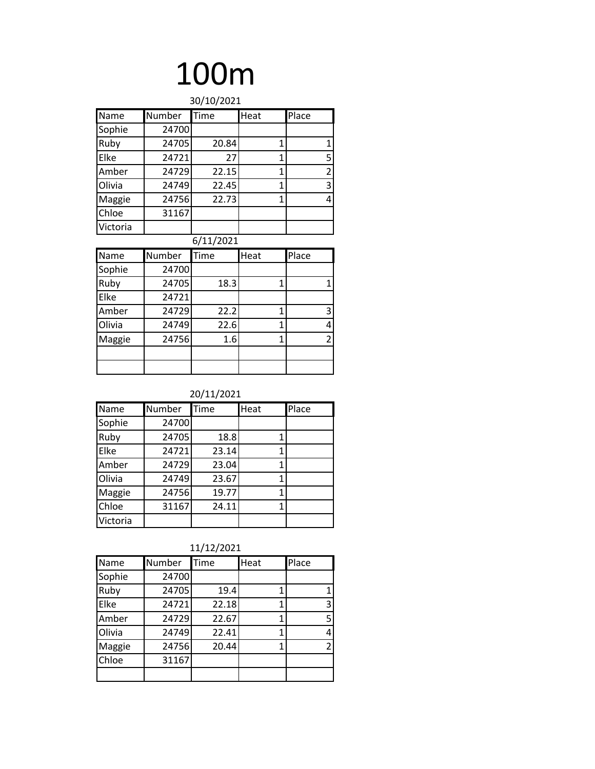# 100m

30/10/2021

| Name | Number | Time | Heat | Place |
|---|---|---|---|---|
| Sophie | 24700 | | | |
| Ruby | 24705 | 20.84 | 1 | 1 |
| Elke | 24721 | 27 | 1 | 5 |
| Amber | 24729 | 22.15 | 1 | 2 |
| Olivia | 24749 | 22.45 | 1 | 3 |
| Maggie | 24756 | 22.73 | 1 | 4 |
| Chloe | 31167 | | | |
| Victoria | | | | |

6/11/2021

| Name | Number | Time | Heat | Place |
|---|---|---|---|---|
| Sophie | 24700 | | | |
| Ruby | 24705 | 18.3 | 1 | 1 |
| Elke | 24721 | | | |
| Amber | 24729 | 22.2 | 1 | 3 |
| Olivia | 24749 | 22.6 | 1 | 4 |
| Maggie | 24756 | 1.6 | 1 | 2 |
| | | | | |
| | | | | |

20/11/2021

| Name | Number | Time | Heat | Place |
|---|---|---|---|---|
| Sophie | 24700 | | | |
| Ruby | 24705 | 18.8 | 1 | |
| Elke | 24721 | 23.14 | 1 | |
| Amber | 24729 | 23.04 | 1 | |
| Olivia | 24749 | 23.67 | 1 | |
| Maggie | 24756 | 19.77 | 1 | |
| Chloe | 31167 | 24.11 | 1 | |
| Victoria | | | | |

11/12/2021

| Name | Number | Time | Heat | Place |
|---|---|---|---|---|
| Sophie | 24700 | | | |
| Ruby | 24705 | 19.4 | 1 | 1 |
| Elke | 24721 | 22.18 | 1 | 3 |
| Amber | 24729 | 22.67 | 1 | 5 |
| Olivia | 24749 | 22.41 | 1 | 4 |
| Maggie | 24756 | 20.44 | 1 | 2 |
| Chloe | 31167 | | | |
| | | | | |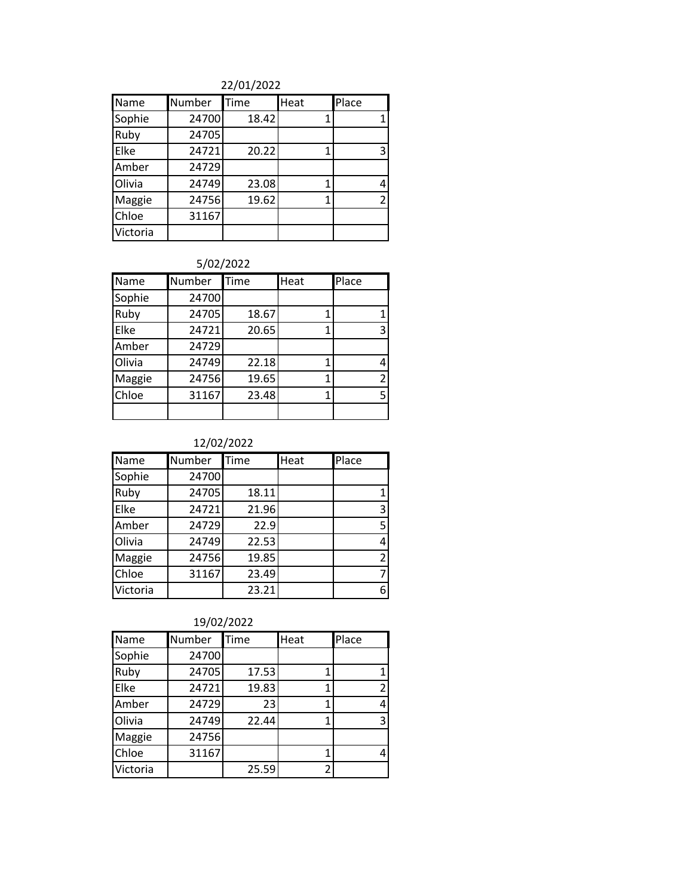22/01/2022

| Name | Number | Time | Heat | Place |
|---|---|---|---|---|
| Sophie | 24700 | 18.42 | 1 | 1 |
| Ruby | 24705 | | | |
| Elke | 24721 | 20.22 | 1 | 3 |
| Amber | 24729 | | | |
| Olivia | 24749 | 23.08 | 1 | 4 |
| Maggie | 24756 | 19.62 | 1 | 2 |
| Chloe | 31167 | | | |
| Victoria | | | | |

5/02/2022

| Name | Number | Time | Heat | Place |
|---|---|---|---|---|
| Sophie | 24700 | | | |
| Ruby | 24705 | 18.67 | 1 | 1 |
| Elke | 24721 | 20.65 | 1 | 3 |
| Amber | 24729 | | | |
| Olivia | 24749 | 22.18 | 1 | 4 |
| Maggie | 24756 | 19.65 | 1 | 2 |
| Chloe | 31167 | 23.48 | 1 | 5 |
| | | | | |

12/02/2022

| Name | Number | Time | Heat | Place |
|---|---|---|---|---|
| Sophie | 24700 | | | |
| Ruby | 24705 | 18.11 | | 1 |
| Elke | 24721 | 21.96 | | 3 |
| Amber | 24729 | 22.9 | | 5 |
| Olivia | 24749 | 22.53 | | 4 |
| Maggie | 24756 | 19.85 | | 2 |
| Chloe | 31167 | 23.49 | | 7 |
| Victoria | | 23.21 | | 6 |

19/02/2022

| Name | Number | Time | Heat | Place |
|---|---|---|---|---|
| Sophie | 24700 | | | |
| Ruby | 24705 | 17.53 | 1 | 1 |
| Elke | 24721 | 19.83 | 1 | 2 |
| Amber | 24729 | 23 | 1 | 4 |
| Olivia | 24749 | 22.44 | 1 | 3 |
| Maggie | 24756 | | | |
| Chloe | 31167 | | 1 | 4 |
| Victoria | | 25.59 | 2 | |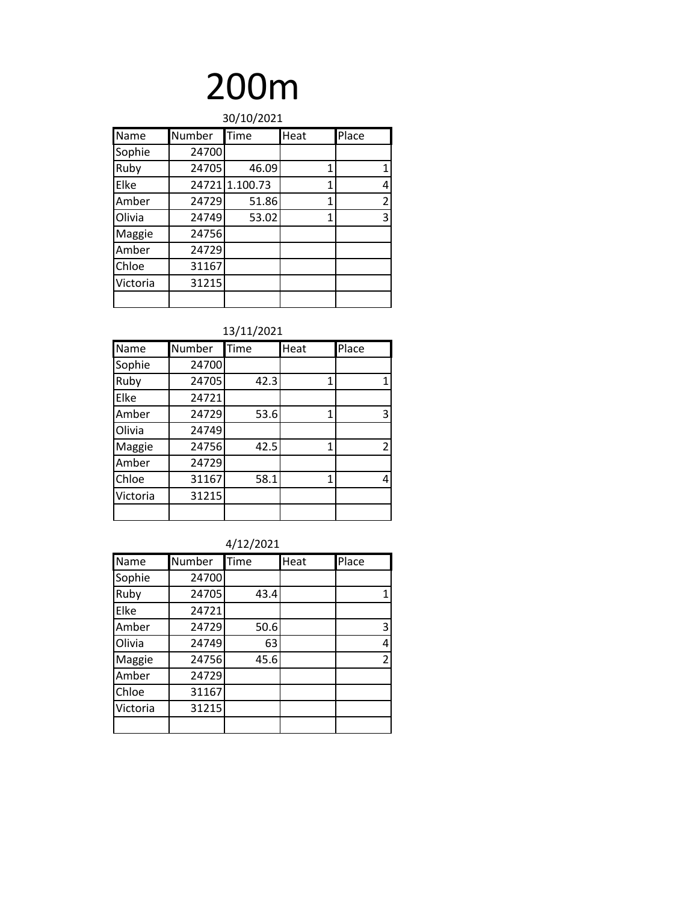# 200m

30/10/2021

| Name | Number | Time | Heat | Place |
|---|---|---|---|---|
| Sophie | 24700 | | | |
| Ruby | 24705 | 46.09 | 1 | 1 |
| Elke | 24721 | 1.100.73 | 1 | 4 |
| Amber | 24729 | 51.86 | 1 | 2 |
| Olivia | 24749 | 53.02 | 1 | 3 |
| Maggie | 24756 | | | |
| Amber | 24729 | | | |
| Chloe | 31167 | | | |
| Victoria | 31215 | | | |
| | | | | |

13/11/2021

| Name | Number | Time | Heat | Place |
|---|---|---|---|---|
| Sophie | 24700 | | | |
| Ruby | 24705 | 42.3 | 1 | 1 |
| Elke | 24721 | | | |
| Amber | 24729 | 53.6 | 1 | 3 |
| Olivia | 24749 | | | |
| Maggie | 24756 | 42.5 | 1 | 2 |
| Amber | 24729 | | | |
| Chloe | 31167 | 58.1 | 1 | 4 |
| Victoria | 31215 | | | |
| | | | | |

4/12/2021

| Name | Number | Time | Heat | Place |
|---|---|---|---|---|
| Sophie | 24700 | | | |
| Ruby | 24705 | 43.4 | | 1 |
| Elke | 24721 | | | |
| Amber | 24729 | 50.6 | | 3 |
| Olivia | 24749 | 63 | | 4 |
| Maggie | 24756 | 45.6 | | 2 |
| Amber | 24729 | | | |
| Chloe | 31167 | | | |
| Victoria | 31215 | | | |
| | | | | |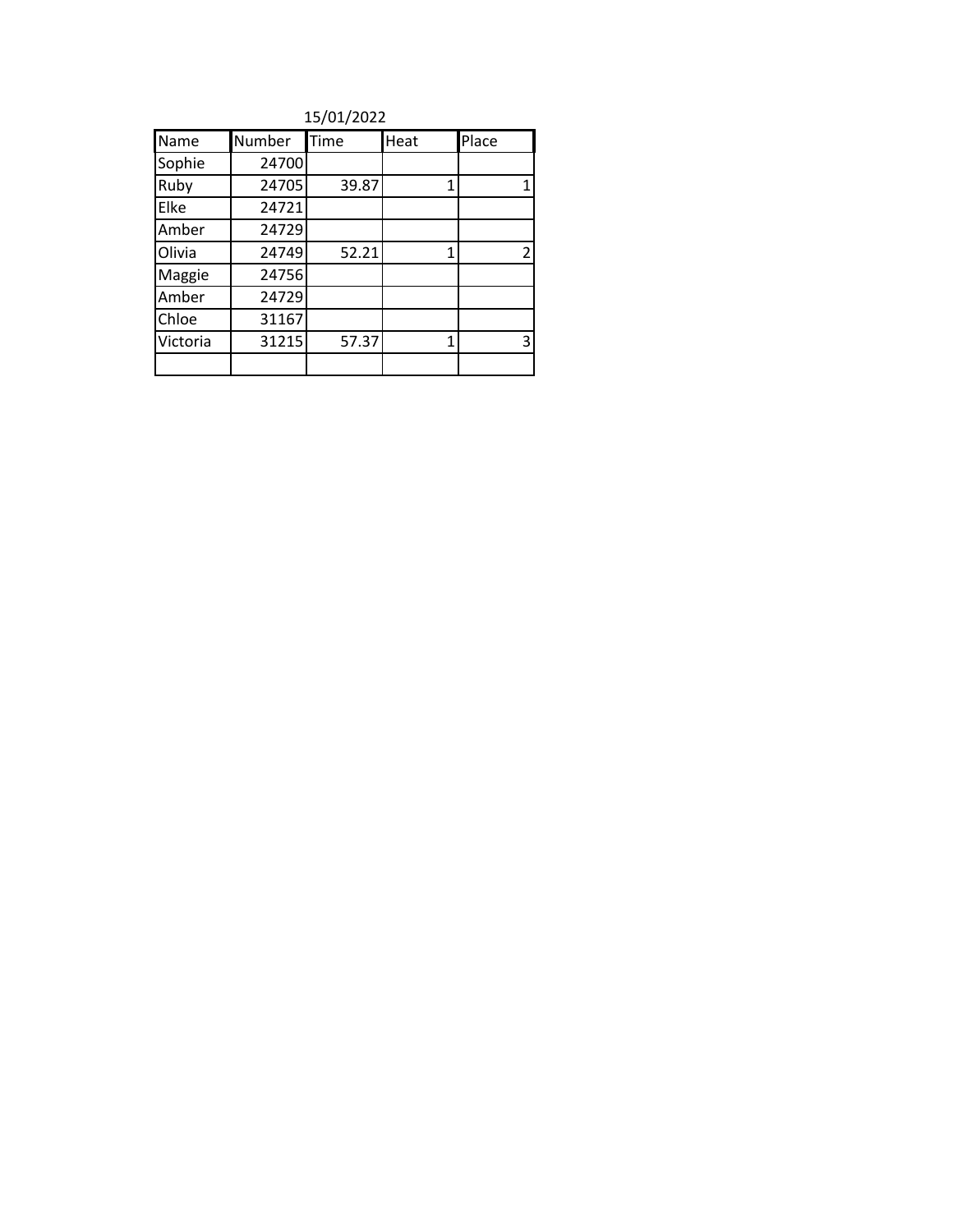15/01/2022

| Name | Number | Time | Heat | Place |
|---|---|---|---|---|
| Sophie | 24700 | | | |
| Ruby | 24705 | 39.87 | 1 | 1 |
| Elke | 24721 | | | |
| Amber | 24729 | | | |
| Olivia | 24749 | 52.21 | 1 | 2 |
| Maggie | 24756 | | | |
| Amber | 24729 | | | |
| Chloe | 31167 | | | |
| Victoria | 31215 | 57.37 | 1 | 3 |
| | | | | |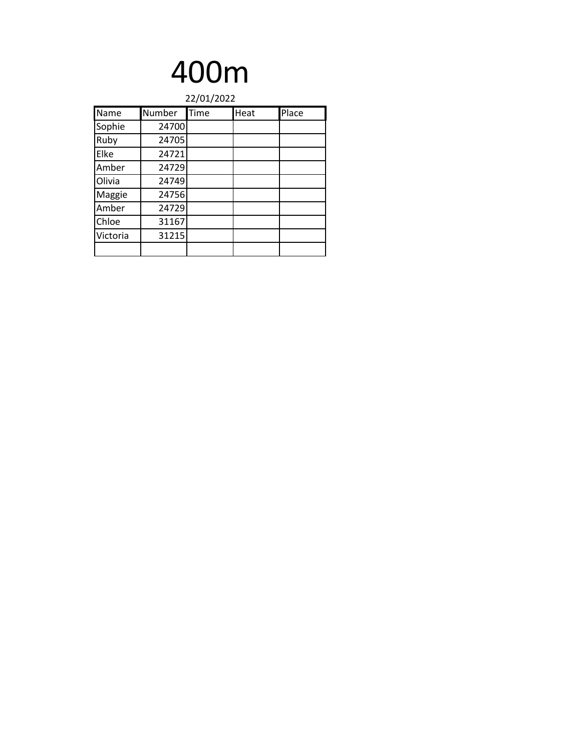# 400m

22/01/2022

| Name | Number | Time | Heat | Place |
|---|---|---|---|---|
| Sophie | 24700 | | | |
| Ruby | 24705 | | | |
| Elke | 24721 | | | |
| Amber | 24729 | | | |
| Olivia | 24749 | | | |
| Maggie | 24756 | | | |
| Amber | 24729 | | | |
| Chloe | 31167 | | | |
| Victoria | 31215 | | | |
| | | | | |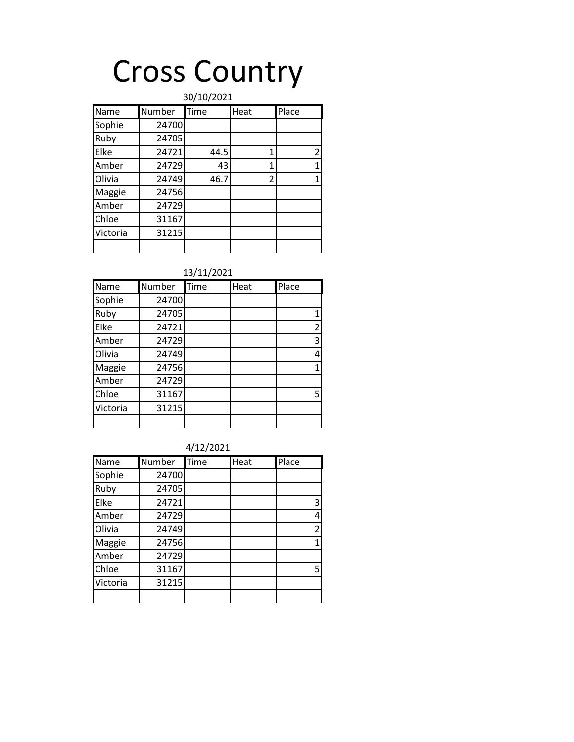# Cross Country

30/10/2021

| Name | Number | Time | Heat | Place |
|---|---|---|---|---|
| Sophie | 24700 | | | |
| Ruby | 24705 | | | |
| Elke | 24721 | 44.5 | 1 | 2 |
| Amber | 24729 | 43 | 1 | 1 |
| Olivia | 24749 | 46.7 | 2 | 1 |
| Maggie | 24756 | | | |
| Amber | 24729 | | | |
| Chloe | 31167 | | | |
| Victoria | 31215 | | | |
| | | | | |

13/11/2021

| Name | Number | Time | Heat | Place |
|---|---|---|---|---|
| Sophie | 24700 | | | |
| Ruby | 24705 | | | 1 |
| Elke | 24721 | | | 2 |
| Amber | 24729 | | | 3 |
| Olivia | 24749 | | | 4 |
| Maggie | 24756 | | | 1 |
| Amber | 24729 | | | |
| Chloe | 31167 | | | 5 |
| Victoria | 31215 | | | |
| | | | | |

4/12/2021

| Name | Number | Time | Heat | Place |
|---|---|---|---|---|
| Sophie | 24700 | | | |
| Ruby | 24705 | | | |
| Elke | 24721 | | | 3 |
| Amber | 24729 | | | 4 |
| Olivia | 24749 | | | 2 |
| Maggie | 24756 | | | 1 |
| Amber | 24729 | | | |
| Chloe | 31167 | | | 5 |
| Victoria | 31215 | | | |
| | | | | |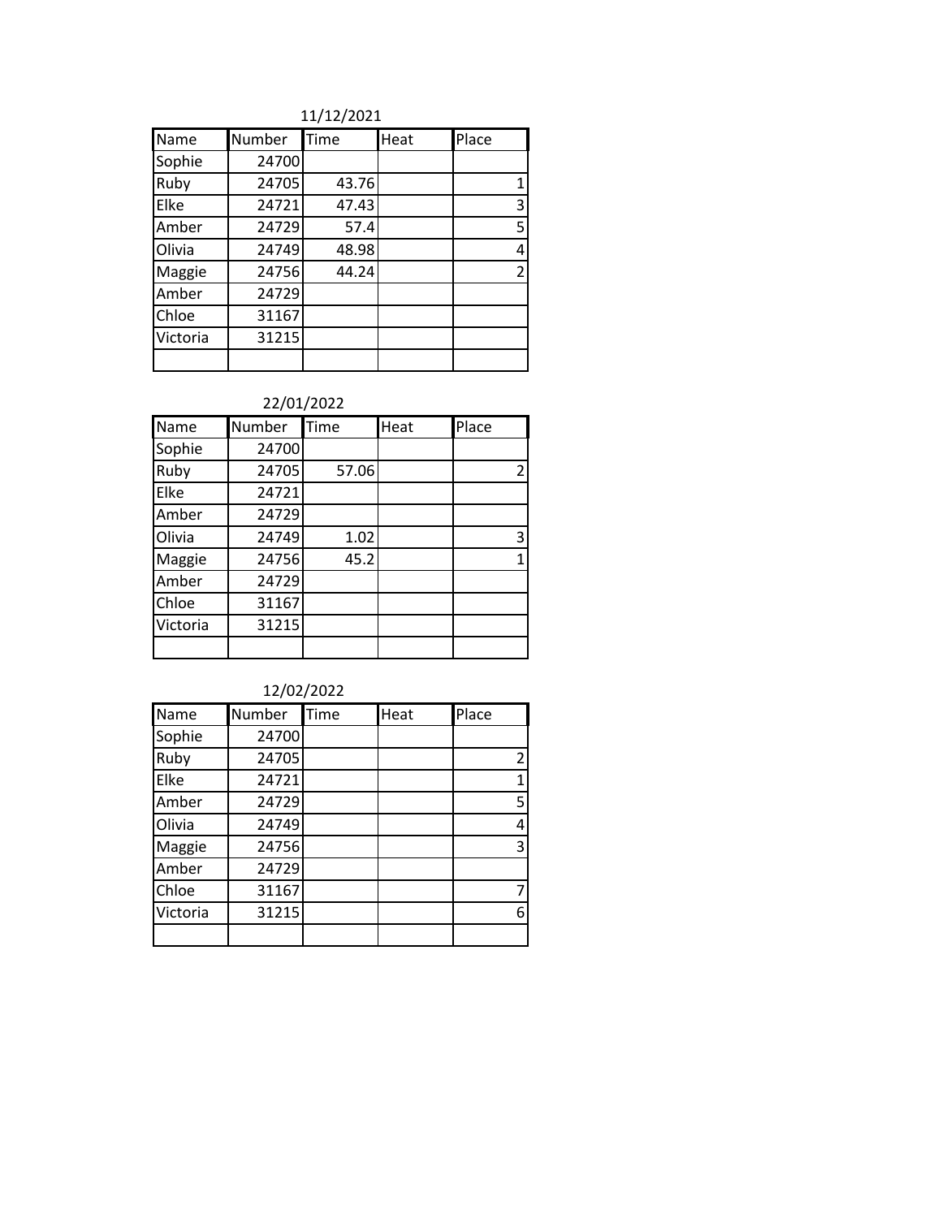11/12/2021

| Name | Number | Time | Heat | Place |
|---|---|---|---|---|
| Sophie | 24700 | | | |
| Ruby | 24705 | 43.76 | | 1 |
| Elke | 24721 | 47.43 | | 3 |
| Amber | 24729 | 57.4 | | 5 |
| Olivia | 24749 | 48.98 | | 4 |
| Maggie | 24756 | 44.24 | | 2 |
| Amber | 24729 | | | |
| Chloe | 31167 | | | |
| Victoria | 31215 | | | |
| | | | | |

22/01/2022

| Name | Number | Time | Heat | Place |
|---|---|---|---|---|
| Sophie | 24700 | | | |
| Ruby | 24705 | 57.06 | | 2 |
| Elke | 24721 | | | |
| Amber | 24729 | | | |
| Olivia | 24749 | 1.02 | | 3 |
| Maggie | 24756 | 45.2 | | 1 |
| Amber | 24729 | | | |
| Chloe | 31167 | | | |
| Victoria | 31215 | | | |
| | | | | |

12/02/2022

| Name | Number | Time | Heat | Place |
|---|---|---|---|---|
| Sophie | 24700 | | | |
| Ruby | 24705 | | | 2 |
| Elke | 24721 | | | 1 |
| Amber | 24729 | | | 5 |
| Olivia | 24749 | | | 4 |
| Maggie | 24756 | | | 3 |
| Amber | 24729 | | | |
| Chloe | 31167 | | | 7 |
| Victoria | 31215 | | | 6 |
| | | | | |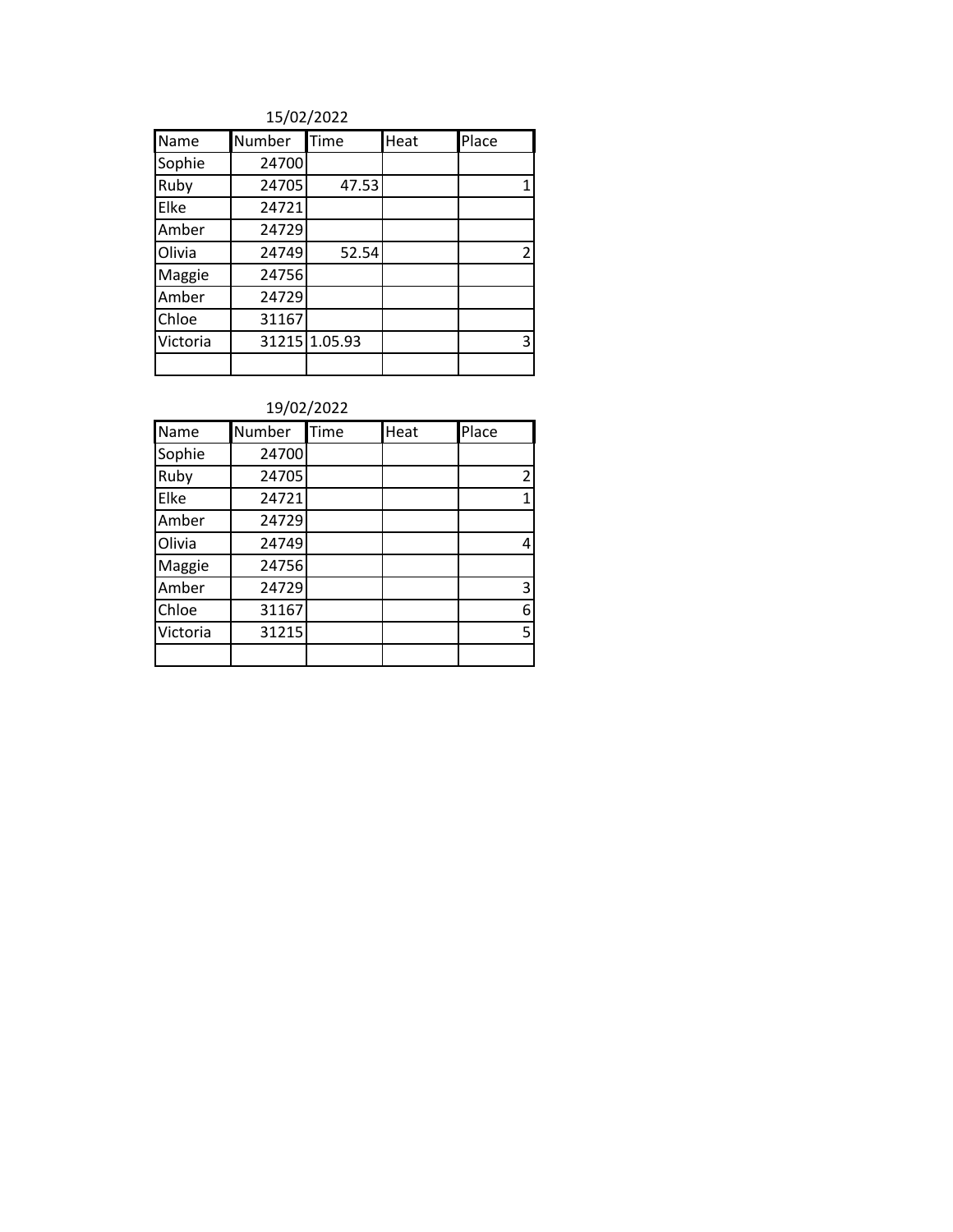15/02/2022

| Name | Number | Time | Heat | Place |
|---|---|---|---|---|
| Sophie | 24700 | | | |
| Ruby | 24705 | 47.53 | | 1 |
| Elke | 24721 | | | |
| Amber | 24729 | | | |
| Olivia | 24749 | 52.54 | | 2 |
| Maggie | 24756 | | | |
| Amber | 24729 | | | |
| Chloe | 31167 | | | |
| Victoria | 31215 | 1.05.93 | | 3 |
| | | | | |

19/02/2022

| Name | Number | Time | Heat | Place |
|---|---|---|---|---|
| Sophie | 24700 | | | |
| Ruby | 24705 | | | 2 |
| Elke | 24721 | | | 1 |
| Amber | 24729 | | | |
| Olivia | 24749 | | | 4 |
| Maggie | 24756 | | | |
| Amber | 24729 | | | 3 |
| Chloe | 31167 | | | 6 |
| Victoria | 31215 | | | 5 |
| | | | | |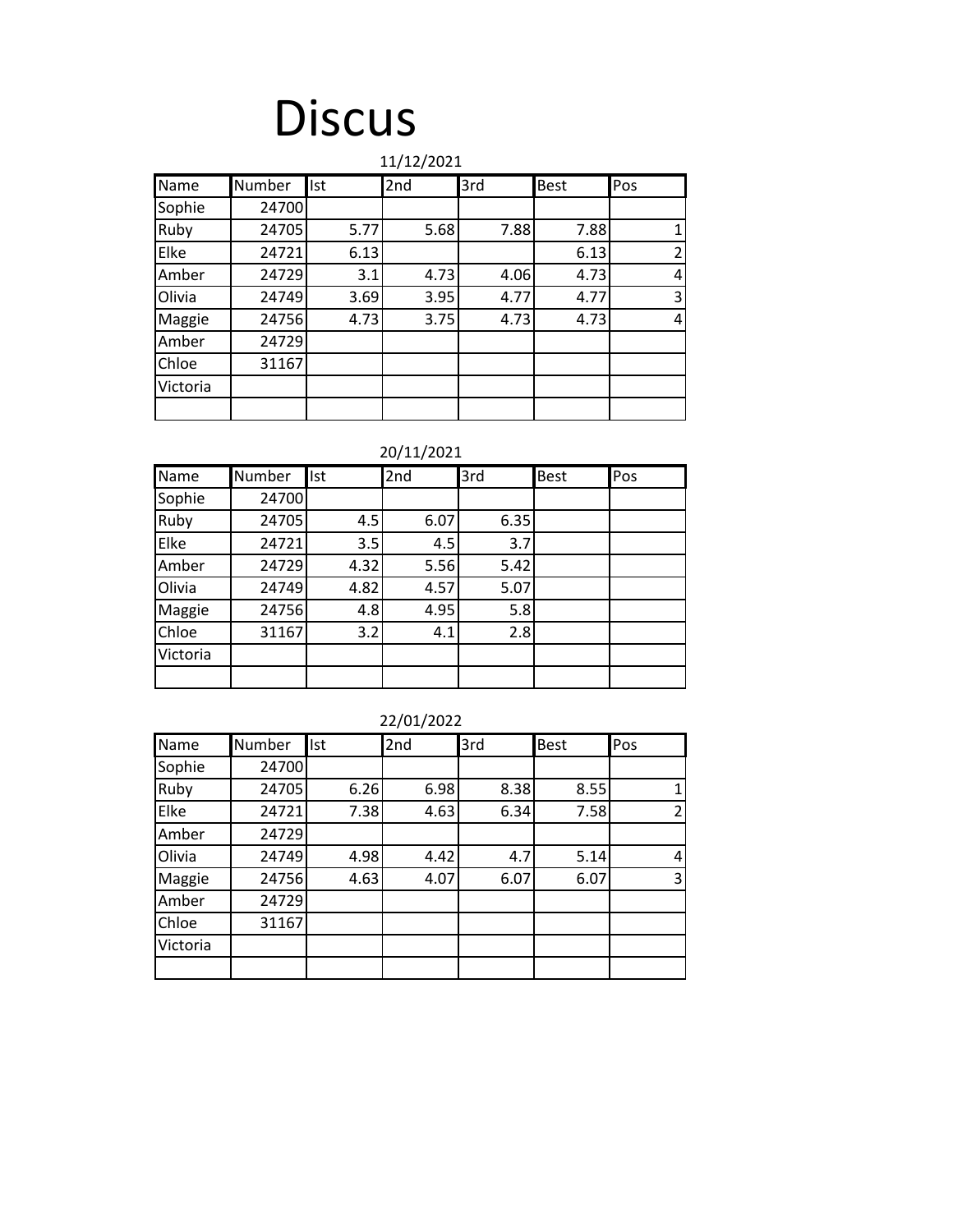# Discus

11/12/2021

| Name | Number | Ist | 2nd | 3rd | Best | Pos |
|---|---|---|---|---|---|---|
| Sophie | 24700 | | | | | |
| Ruby | 24705 | 5.77 | 5.68 | 7.88 | 7.88 | 1 |
| Elke | 24721 | 6.13 | | | 6.13 | 2 |
| Amber | 24729 | 3.1 | 4.73 | 4.06 | 4.73 | 4 |
| Olivia | 24749 | 3.69 | 3.95 | 4.77 | 4.77 | 3 |
| Maggie | 24756 | 4.73 | 3.75 | 4.73 | 4.73 | 4 |
| Amber | 24729 | | | | | |
| Chloe | 31167 | | | | | |
| Victoria | | | | | | |
| | | | | | | |

20/11/2021

| Name | Number | Ist | 2nd | 3rd | Best | Pos |
|---|---|---|---|---|---|---|
| Sophie | 24700 | | | | | |
| Ruby | 24705 | 4.5 | 6.07 | 6.35 | | |
| Elke | 24721 | 3.5 | 4.5 | 3.7 | | |
| Amber | 24729 | 4.32 | 5.56 | 5.42 | | |
| Olivia | 24749 | 4.82 | 4.57 | 5.07 | | |
| Maggie | 24756 | 4.8 | 4.95 | 5.8 | | |
| Chloe | 31167 | 3.2 | 4.1 | 2.8 | | |
| Victoria | | | | | | |
| | | | | | | |

22/01/2022

| Name | Number | Ist | 2nd | 3rd | Best | Pos |
|---|---|---|---|---|---|---|
| Sophie | 24700 | | | | | |
| Ruby | 24705 | 6.26 | 6.98 | 8.38 | 8.55 | 1 |
| Elke | 24721 | 7.38 | 4.63 | 6.34 | 7.58 | 2 |
| Amber | 24729 | | | | | |
| Olivia | 24749 | 4.98 | 4.42 | 4.7 | 5.14 | 4 |
| Maggie | 24756 | 4.63 | 4.07 | 6.07 | 6.07 | 3 |
| Amber | 24729 | | | | | |
| Chloe | 31167 | | | | | |
| Victoria | | | | | | |
| | | | | | | |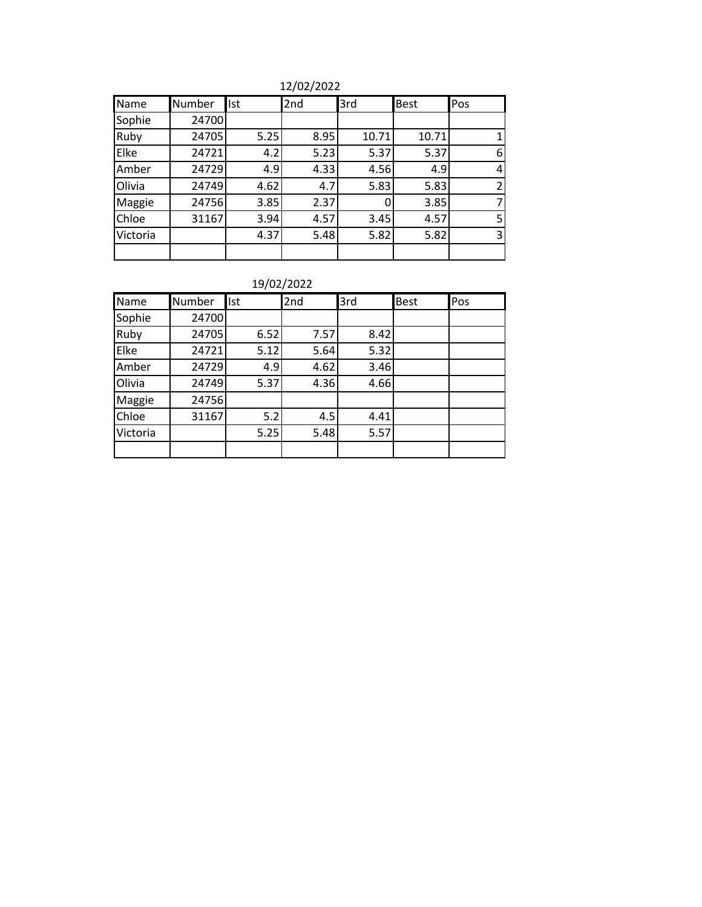12/02/2022

| Name | Number | Ist | 2nd | 3rd | Best | Pos |
|---|---|---|---|---|---|---|
| Sophie | 24700 | | | | | |
| Ruby | 24705 | 5.25 | 8.95 | 10.71 | 10.71 | 1 |
| Elke | 24721 | 4.2 | 5.23 | 5.37 | 5.37 | 6 |
| Amber | 24729 | 4.9 | 4.33 | 4.56 | 4.9 | 4 |
| Olivia | 24749 | 4.62 | 4.7 | 5.83 | 5.83 | 2 |
| Maggie | 24756 | 3.85 | 2.37 | 0 | 3.85 | 7 |
| Chloe | 31167 | 3.94 | 4.57 | 3.45 | 4.57 | 5 |
| Victoria | | 4.37 | 5.48 | 5.82 | 5.82 | 3 |
| | | | | | | |

19/02/2022

| Name | Number | Ist | 2nd | 3rd | Best | Pos |
|---|---|---|---|---|---|---|
| Sophie | 24700 | | | | | |
| Ruby | 24705 | 6.52 | 7.57 | 8.42 | | |
| Elke | 24721 | 5.12 | 5.64 | 5.32 | | |
| Amber | 24729 | 4.9 | 4.62 | 3.46 | | |
| Olivia | 24749 | 5.37 | 4.36 | 4.66 | | |
| Maggie | 24756 | | | | | |
| Chloe | 31167 | 5.2 | 4.5 | 4.41 | | |
| Victoria | | 5.25 | 5.48 | 5.57 | | |
| | | | | | | |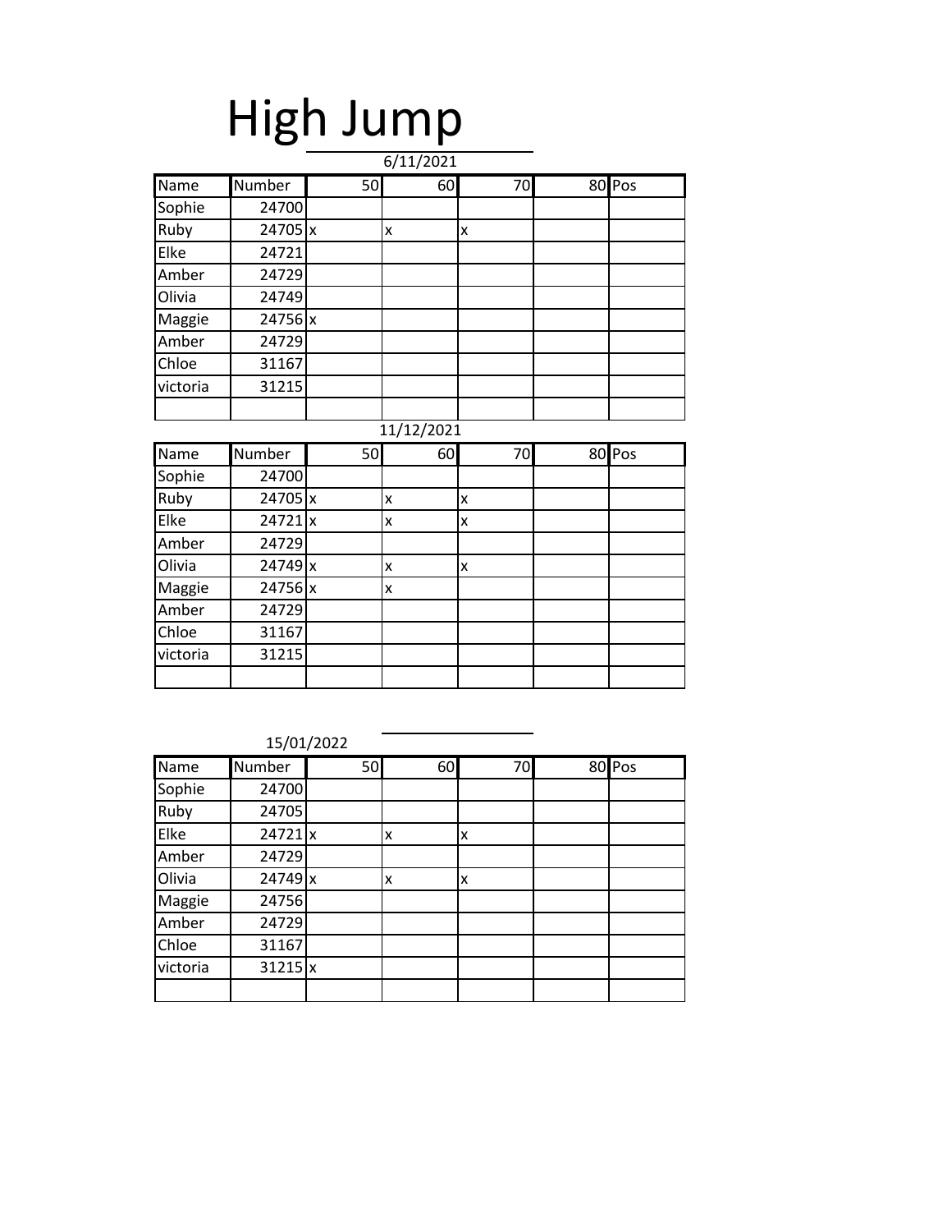# High Jump

6/11/2021

| Name | Number | 50 | 60 | 70 | 80 | Pos |
|---|---|---|---|---|---|---|
| Sophie | 24700 | | | | | |
| Ruby | 24705 | x | x | x | | |
| Elke | 24721 | | | | | |
| Amber | 24729 | | | | | |
| Olivia | 24749 | | | | | |
| Maggie | 24756 | x | | | | |
| Amber | 24729 | | | | | |
| Chloe | 31167 | | | | | |
| victoria | 31215 | | | | | |
| | | | | | | |

11/12/2021

| Name | Number | 50 | 60 | 70 | 80 | Pos |
|---|---|---|---|---|---|---|
| Sophie | 24700 | | | | | |
| Ruby | 24705 | x | x | x | | |
| Elke | 24721 | x | x | x | | |
| Amber | 24729 | | | | | |
| Olivia | 24749 | x | x | x | | |
| Maggie | 24756 | x | x | | | |
| Amber | 24729 | | | | | |
| Chloe | 31167 | | | | | |
| victoria | 31215 | | | | | |
| | | | | | | |

15/01/2022

| Name | Number | 50 | 60 | 70 | 80 | Pos |
|---|---|---|---|---|---|---|
| Sophie | 24700 | | | | | |
| Ruby | 24705 | | | | | |
| Elke | 24721 | x | x | x | | |
| Amber | 24729 | | | | | |
| Olivia | 24749 | x | x | x | | |
| Maggie | 24756 | | | | | |
| Amber | 24729 | | | | | |
| Chloe | 31167 | | | | | |
| victoria | 31215 | x | | | | |
| | | | | | | |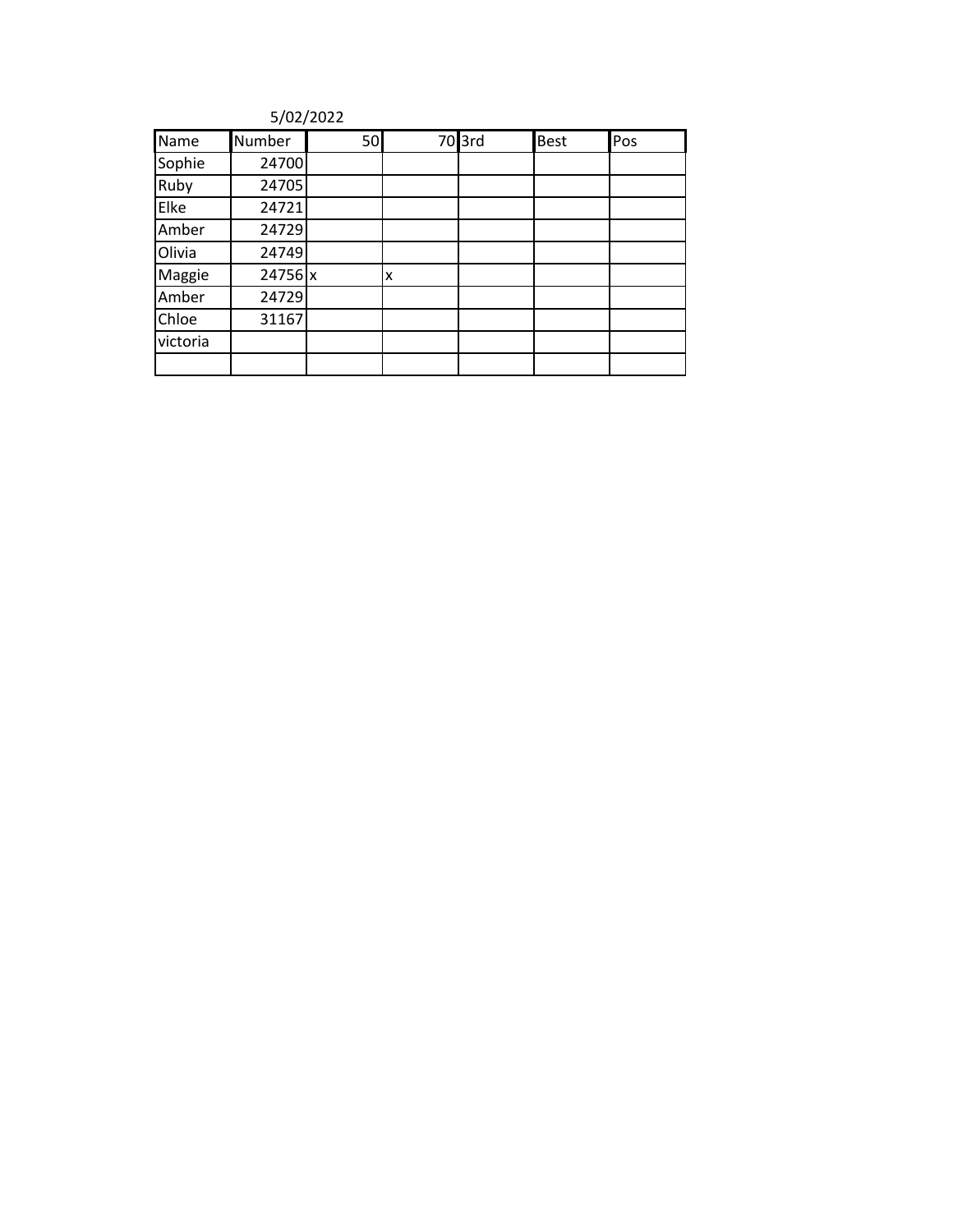5/02/2022

| Name | Number | 50 | 70 | 3rd | Best | Pos |
|---|---|---|---|---|---|---|
| Sophie | 24700 | | | | | |
| Ruby | 24705 | | | | | |
| Elke | 24721 | | | | | |
| Amber | 24729 | | | | | |
| Olivia | 24749 | | | | | |
| Maggie | 24756 | x | x | | | |
| Amber | 24729 | | | | | |
| Chloe | 31167 | | | | | |
| victoria | | | | | | |
| | | | | | | |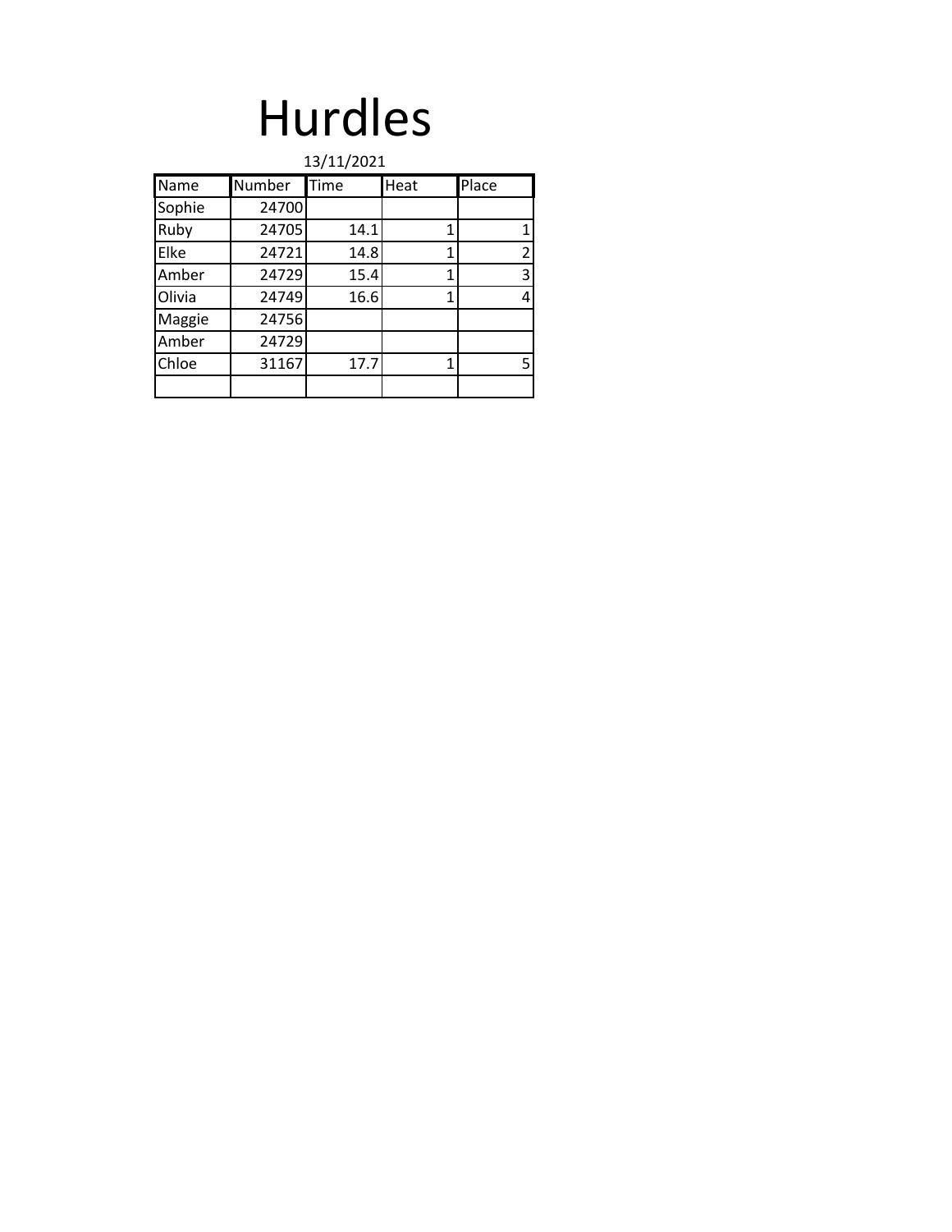# Hurdles

13/11/2021

| Name | Number | Time | Heat | Place |
|---|---|---|---|---|
| Sophie | 24700 | | | |
| Ruby | 24705 | 14.1 | 1 | 1 |
| Elke | 24721 | 14.8 | 1 | 2 |
| Amber | 24729 | 15.4 | 1 | 3 |
| Olivia | 24749 | 16.6 | 1 | 4 |
| Maggie | 24756 | | | |
| Amber | 24729 | | | |
| Chloe | 31167 | 17.7 | 1 | 5 |
| | | | | |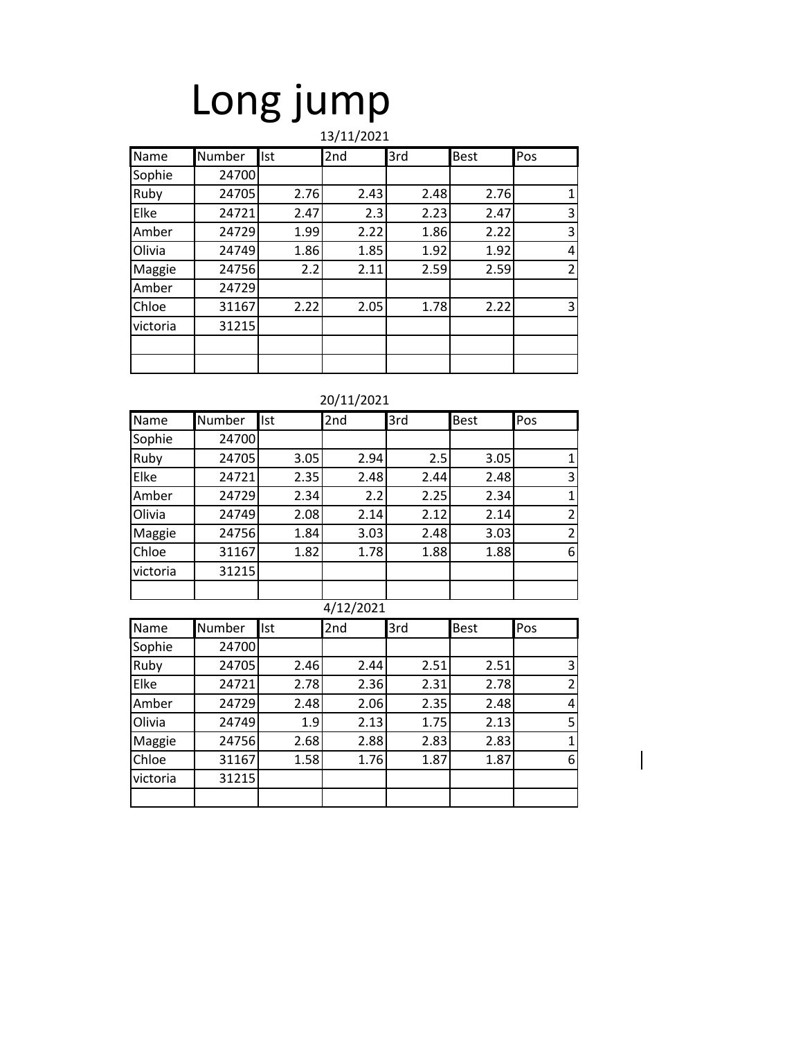# Long jump

13/11/2021

| Name | Number | Ist | 2nd | 3rd | Best | Pos |
|---|---|---|---|---|---|---|
| Sophie | 24700 | | | | | |
| Ruby | 24705 | 2.76 | 2.43 | 2.48 | 2.76 | 1 |
| Elke | 24721 | 2.47 | 2.3 | 2.23 | 2.47 | 3 |
| Amber | 24729 | 1.99 | 2.22 | 1.86 | 2.22 | 3 |
| Olivia | 24749 | 1.86 | 1.85 | 1.92 | 1.92 | 4 |
| Maggie | 24756 | 2.2 | 2.11 | 2.59 | 2.59 | 2 |
| Amber | 24729 | | | | | |
| Chloe | 31167 | 2.22 | 2.05 | 1.78 | 2.22 | 3 |
| victoria | 31215 | | | | | |
| | | | | | | |
| | | | | | | |

20/11/2021

| Name | Number | Ist | 2nd | 3rd | Best | Pos |
|---|---|---|---|---|---|---|
| Sophie | 24700 | | | | | |
| Ruby | 24705 | 3.05 | 2.94 | 2.5 | 3.05 | 1 |
| Elke | 24721 | 2.35 | 2.48 | 2.44 | 2.48 | 3 |
| Amber | 24729 | 2.34 | 2.2 | 2.25 | 2.34 | 1 |
| Olivia | 24749 | 2.08 | 2.14 | 2.12 | 2.14 | 2 |
| Maggie | 24756 | 1.84 | 3.03 | 2.48 | 3.03 | 2 |
| Chloe | 31167 | 1.82 | 1.78 | 1.88 | 1.88 | 6 |
| victoria | 31215 | | | | | |
| | | | | | | |

4/12/2021

| Name | Number | Ist | 2nd | 3rd | Best | Pos |
|---|---|---|---|---|---|---|
| Sophie | 24700 | | | | | |
| Ruby | 24705 | 2.46 | 2.44 | 2.51 | 2.51 | 3 |
| Elke | 24721 | 2.78 | 2.36 | 2.31 | 2.78 | 2 |
| Amber | 24729 | 2.48 | 2.06 | 2.35 | 2.48 | 4 |
| Olivia | 24749 | 1.9 | 2.13 | 1.75 | 2.13 | 5 |
| Maggie | 24756 | 2.68 | 2.88 | 2.83 | 2.83 | 1 |
| Chloe | 31167 | 1.58 | 1.76 | 1.87 | 1.87 | 6 |
| victoria | 31215 | | | | | |
| | | | | | | |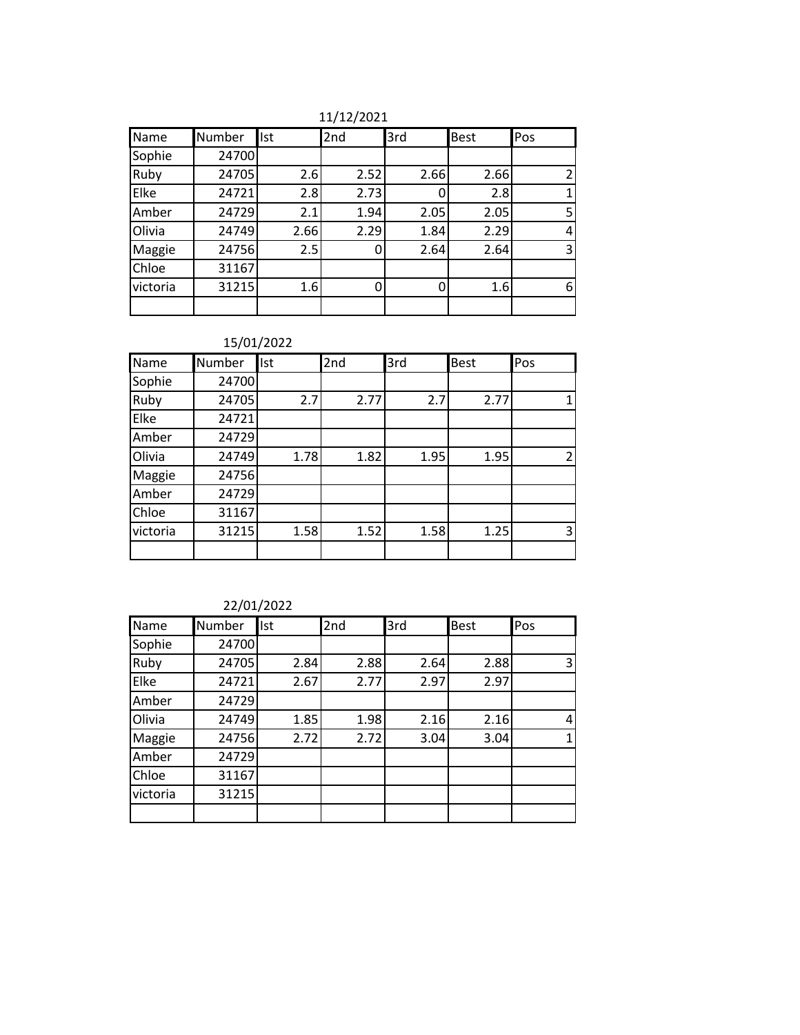11/12/2021

| Name | Number | Ist | 2nd | 3rd | Best | Pos |
|---|---|---|---|---|---|---|
| Sophie | 24700 | | | | | |
| Ruby | 24705 | 2.6 | 2.52 | 2.66 | 2.66 | 2 |
| Elke | 24721 | 2.8 | 2.73 | 0 | 2.8 | 1 |
| Amber | 24729 | 2.1 | 1.94 | 2.05 | 2.05 | 5 |
| Olivia | 24749 | 2.66 | 2.29 | 1.84 | 2.29 | 4 |
| Maggie | 24756 | 2.5 | 0 | 2.64 | 2.64 | 3 |
| Chloe | 31167 | | | | | |
| victoria | 31215 | 1.6 | 0 | 0 | 1.6 | 6 |
| | | | | | | |

15/01/2022

| Name | Number | Ist | 2nd | 3rd | Best | Pos |
|---|---|---|---|---|---|---|
| Sophie | 24700 | | | | | |
| Ruby | 24705 | 2.7 | 2.77 | 2.7 | 2.77 | 1 |
| Elke | 24721 | | | | | |
| Amber | 24729 | | | | | |
| Olivia | 24749 | 1.78 | 1.82 | 1.95 | 1.95 | 2 |
| Maggie | 24756 | | | | | |
| Amber | 24729 | | | | | |
| Chloe | 31167 | | | | | |
| victoria | 31215 | 1.58 | 1.52 | 1.58 | 1.25 | 3 |
| | | | | | | |

22/01/2022

| Name | Number | Ist | 2nd | 3rd | Best | Pos |
|---|---|---|---|---|---|---|
| Sophie | 24700 | | | | | |
| Ruby | 24705 | 2.84 | 2.88 | 2.64 | 2.88 | 3 |
| Elke | 24721 | 2.67 | 2.77 | 2.97 | 2.97 | |
| Amber | 24729 | | | | | |
| Olivia | 24749 | 1.85 | 1.98 | 2.16 | 2.16 | 4 |
| Maggie | 24756 | 2.72 | 2.72 | 3.04 | 3.04 | 1 |
| Amber | 24729 | | | | | |
| Chloe | 31167 | | | | | |
| victoria | 31215 | | | | | |
| | | | | | | |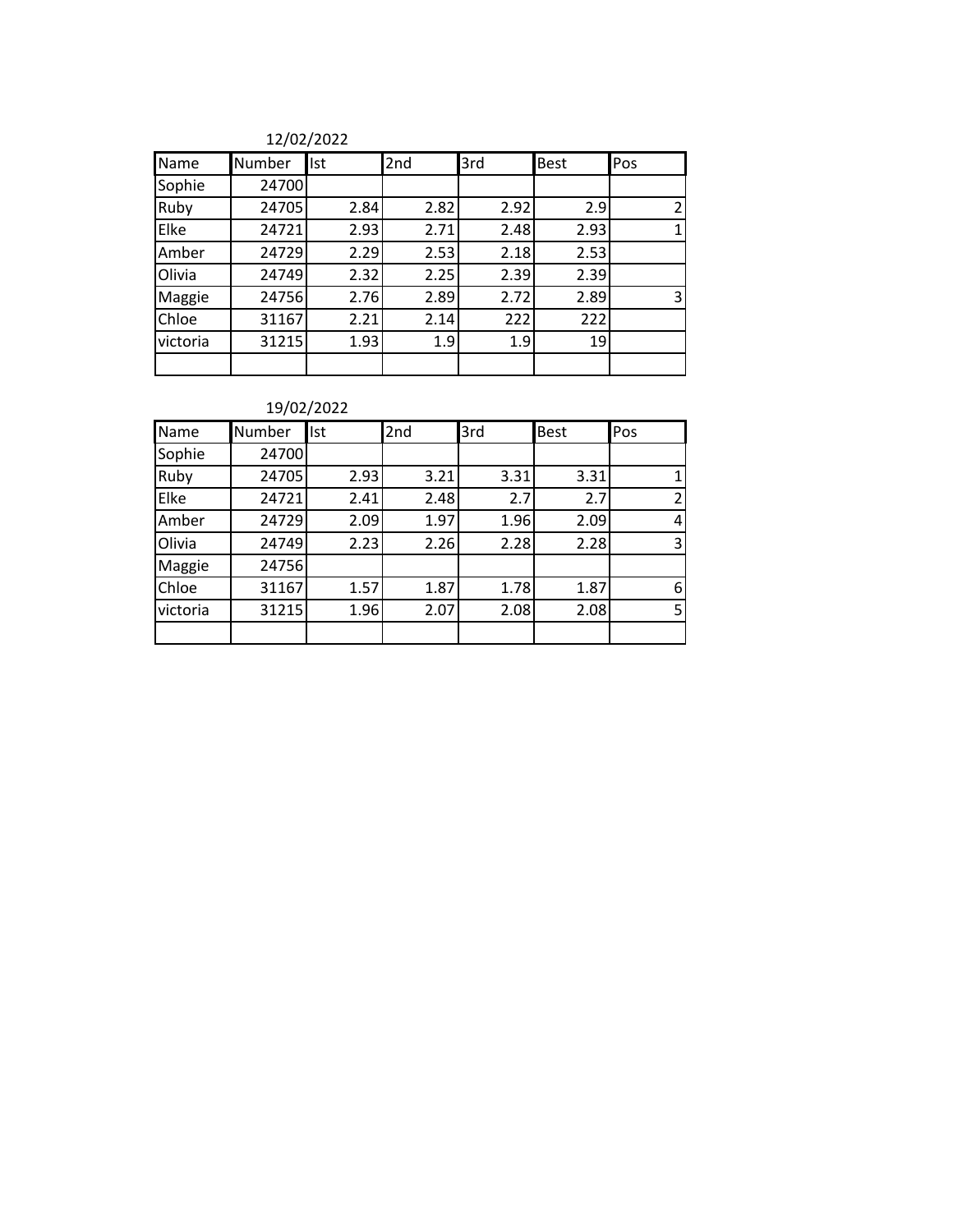12/02/2022

| Name | Number | Ist | 2nd | 3rd | Best | Pos |
|---|---|---|---|---|---|---|
| Sophie | 24700 | | | | | |
| Ruby | 24705 | 2.84 | 2.82 | 2.92 | 2.9 | 2 |
| Elke | 24721 | 2.93 | 2.71 | 2.48 | 2.93 | 1 |
| Amber | 24729 | 2.29 | 2.53 | 2.18 | 2.53 | |
| Olivia | 24749 | 2.32 | 2.25 | 2.39 | 2.39 | |
| Maggie | 24756 | 2.76 | 2.89 | 2.72 | 2.89 | 3 |
| Chloe | 31167 | 2.21 | 2.14 | 222 | 222 | |
| victoria | 31215 | 1.93 | 1.9 | 1.9 | 19 | |
| | | | | | | |

19/02/2022

| Name | Number | Ist | 2nd | 3rd | Best | Pos |
|---|---|---|---|---|---|---|
| Sophie | 24700 | | | | | |
| Ruby | 24705 | 2.93 | 3.21 | 3.31 | 3.31 | 1 |
| Elke | 24721 | 2.41 | 2.48 | 2.7 | 2.7 | 2 |
| Amber | 24729 | 2.09 | 1.97 | 1.96 | 2.09 | 4 |
| Olivia | 24749 | 2.23 | 2.26 | 2.28 | 2.28 | 3 |
| Maggie | 24756 | | | | | |
| Chloe | 31167 | 1.57 | 1.87 | 1.78 | 1.87 | 6 |
| victoria | 31215 | 1.96 | 2.07 | 2.08 | 2.08 | 5 |
| | | | | | | |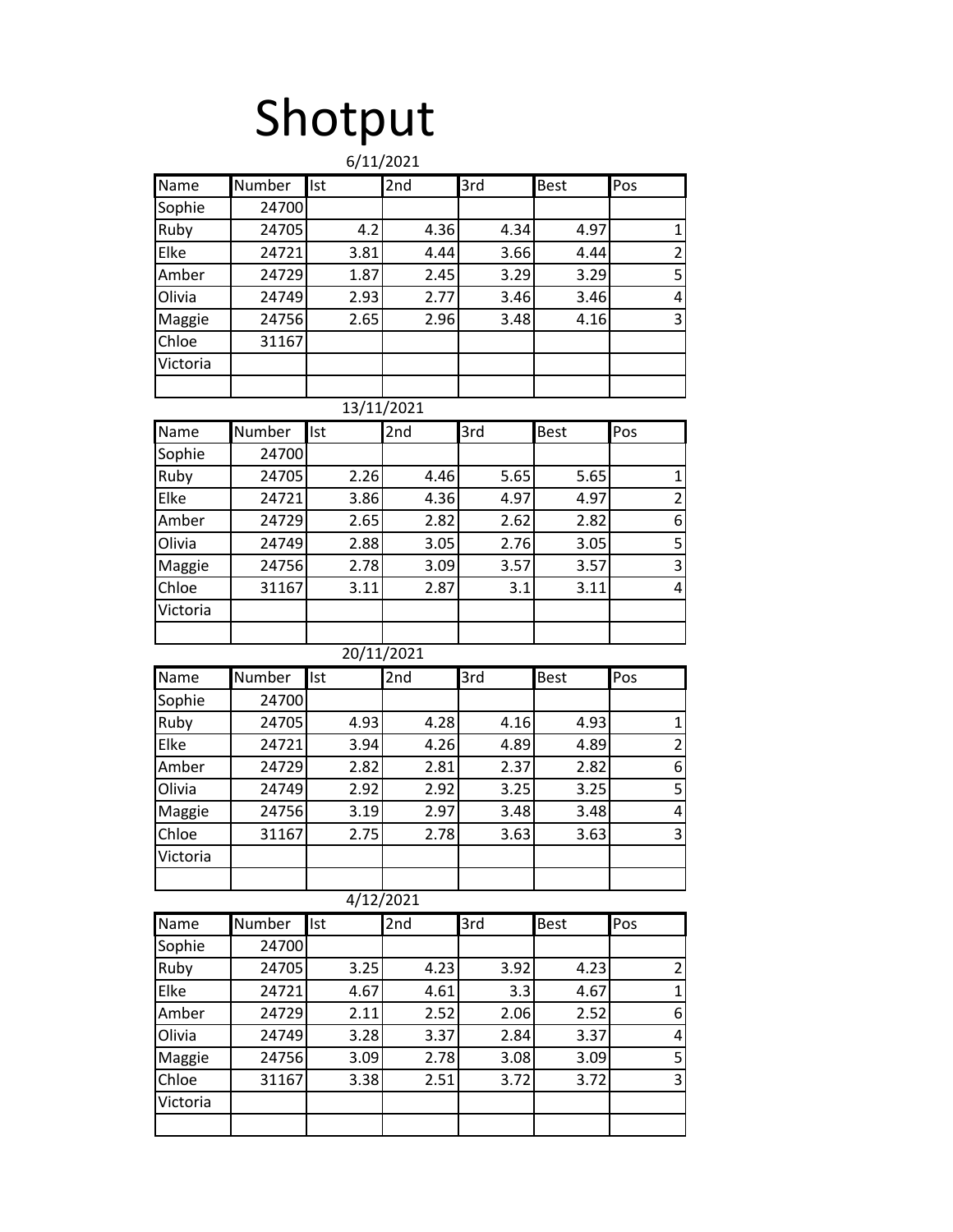# Shotput

6/11/2021

| Name | Number | Ist | 2nd | 3rd | Best | Pos |
|---|---|---|---|---|---|---|
| Sophie | 24700 | | | | | |
| Ruby | 24705 | 4.2 | 4.36 | 4.34 | 4.97 | 1 |
| Elke | 24721 | 3.81 | 4.44 | 3.66 | 4.44 | 2 |
| Amber | 24729 | 1.87 | 2.45 | 3.29 | 3.29 | 5 |
| Olivia | 24749 | 2.93 | 2.77 | 3.46 | 3.46 | 4 |
| Maggie | 24756 | 2.65 | 2.96 | 3.48 | 4.16 | 3 |
| Chloe | 31167 | | | | | |
| Victoria | | | | | | |
| | | | | | | |

13/11/2021

| Name | Number | Ist | 2nd | 3rd | Best | Pos |
|---|---|---|---|---|---|---|
| Sophie | 24700 | | | | | |
| Ruby | 24705 | 2.26 | 4.46 | 5.65 | 5.65 | 1 |
| Elke | 24721 | 3.86 | 4.36 | 4.97 | 4.97 | 2 |
| Amber | 24729 | 2.65 | 2.82 | 2.62 | 2.82 | 6 |
| Olivia | 24749 | 2.88 | 3.05 | 2.76 | 3.05 | 5 |
| Maggie | 24756 | 2.78 | 3.09 | 3.57 | 3.57 | 3 |
| Chloe | 31167 | 3.11 | 2.87 | 3.1 | 3.11 | 4 |
| Victoria | | | | | | |
| | | | | | | |

20/11/2021

| Name | Number | Ist | 2nd | 3rd | Best | Pos |
|---|---|---|---|---|---|---|
| Sophie | 24700 | | | | | |
| Ruby | 24705 | 4.93 | 4.28 | 4.16 | 4.93 | 1 |
| Elke | 24721 | 3.94 | 4.26 | 4.89 | 4.89 | 2 |
| Amber | 24729 | 2.82 | 2.81 | 2.37 | 2.82 | 6 |
| Olivia | 24749 | 2.92 | 2.92 | 3.25 | 3.25 | 5 |
| Maggie | 24756 | 3.19 | 2.97 | 3.48 | 3.48 | 4 |
| Chloe | 31167 | 2.75 | 2.78 | 3.63 | 3.63 | 3 |
| Victoria | | | | | | |
| | | | | | | |

4/12/2021

| Name | Number | Ist | 2nd | 3rd | Best | Pos |
|---|---|---|---|---|---|---|
| Sophie | 24700 | | | | | |
| Ruby | 24705 | 3.25 | 4.23 | 3.92 | 4.23 | 2 |
| Elke | 24721 | 4.67 | 4.61 | 3.3 | 4.67 | 1 |
| Amber | 24729 | 2.11 | 2.52 | 2.06 | 2.52 | 6 |
| Olivia | 24749 | 3.28 | 3.37 | 2.84 | 3.37 | 4 |
| Maggie | 24756 | 3.09 | 2.78 | 3.08 | 3.09 | 5 |
| Chloe | 31167 | 3.38 | 2.51 | 3.72 | 3.72 | 3 |
| Victoria | | | | | | |
| | | | | | | |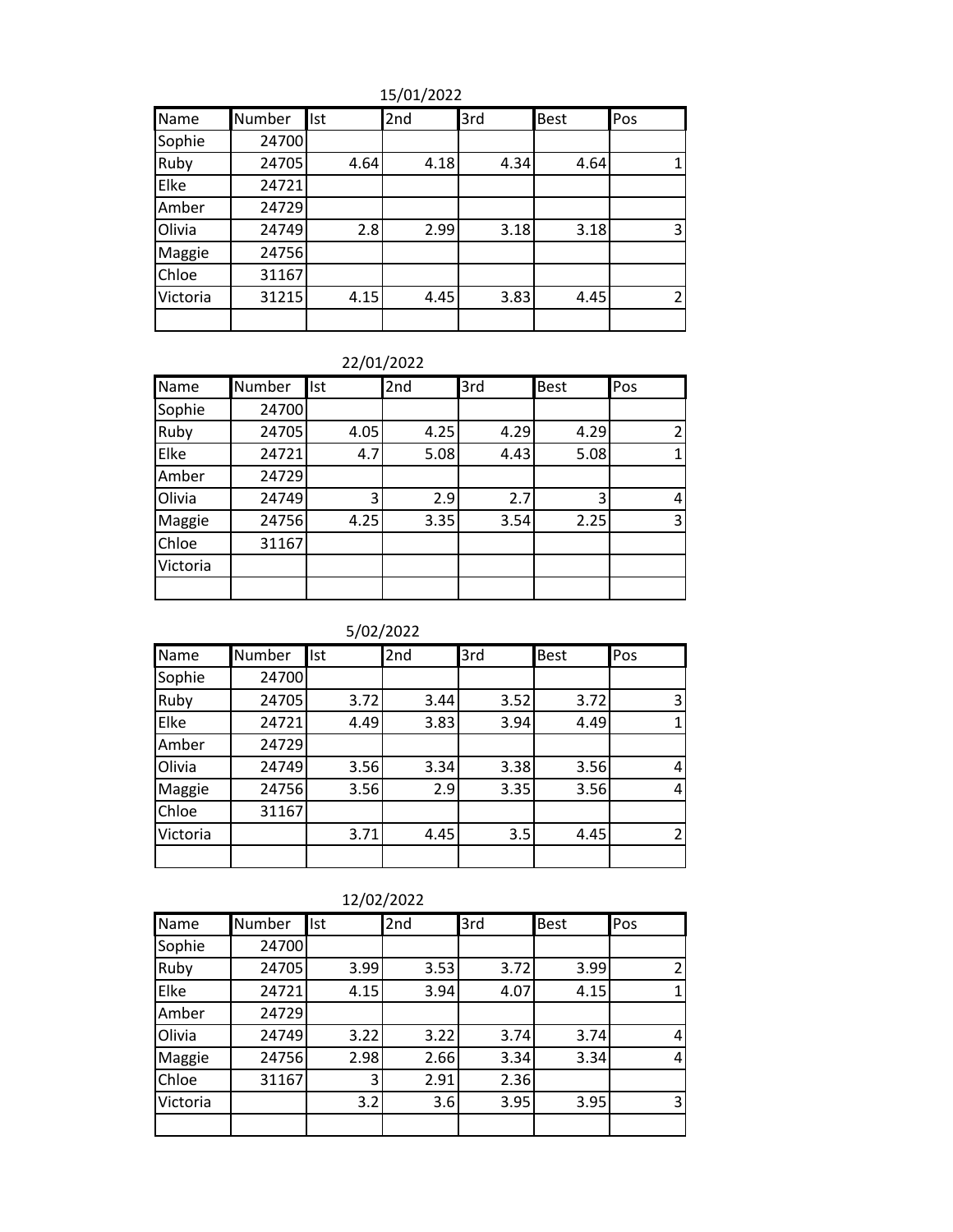15/01/2022

| Name | Number | Ist | 2nd | 3rd | Best | Pos |
|---|---|---|---|---|---|---|
| Sophie | 24700 | | | | | |
| Ruby | 24705 | 4.64 | 4.18 | 4.34 | 4.64 | 1 |
| Elke | 24721 | | | | | |
| Amber | 24729 | | | | | |
| Olivia | 24749 | 2.8 | 2.99 | 3.18 | 3.18 | 3 |
| Maggie | 24756 | | | | | |
| Chloe | 31167 | | | | | |
| Victoria | 31215 | 4.15 | 4.45 | 3.83 | 4.45 | 2 |
| | | | | | | |

22/01/2022

| Name | Number | Ist | 2nd | 3rd | Best | Pos |
|---|---|---|---|---|---|---|
| Sophie | 24700 | | | | | |
| Ruby | 24705 | 4.05 | 4.25 | 4.29 | 4.29 | 2 |
| Elke | 24721 | 4.7 | 5.08 | 4.43 | 5.08 | 1 |
| Amber | 24729 | | | | | |
| Olivia | 24749 | 3 | 2.9 | 2.7 | 3 | 4 |
| Maggie | 24756 | 4.25 | 3.35 | 3.54 | 2.25 | 3 |
| Chloe | 31167 | | | | | |
| Victoria | | | | | | |
| | | | | | | |

5/02/2022

| Name | Number | Ist | 2nd | 3rd | Best | Pos |
|---|---|---|---|---|---|---|
| Sophie | 24700 | | | | | |
| Ruby | 24705 | 3.72 | 3.44 | 3.52 | 3.72 | 3 |
| Elke | 24721 | 4.49 | 3.83 | 3.94 | 4.49 | 1 |
| Amber | 24729 | | | | | |
| Olivia | 24749 | 3.56 | 3.34 | 3.38 | 3.56 | 4 |
| Maggie | 24756 | 3.56 | 2.9 | 3.35 | 3.56 | 4 |
| Chloe | 31167 | | | | | |
| Victoria | | 3.71 | 4.45 | 3.5 | 4.45 | 2 |
| | | | | | | |

12/02/2022

| Name | Number | Ist | 2nd | 3rd | Best | Pos |
|---|---|---|---|---|---|---|
| Sophie | 24700 | | | | | |
| Ruby | 24705 | 3.99 | 3.53 | 3.72 | 3.99 | 2 |
| Elke | 24721 | 4.15 | 3.94 | 4.07 | 4.15 | 1 |
| Amber | 24729 | | | | | |
| Olivia | 24749 | 3.22 | 3.22 | 3.74 | 3.74 | 4 |
| Maggie | 24756 | 2.98 | 2.66 | 3.34 | 3.34 | 4 |
| Chloe | 31167 | 3 | 2.91 | 2.36 | | |
| Victoria | | 3.2 | 3.6 | 3.95 | 3.95 | 3 |
| | | | | | | |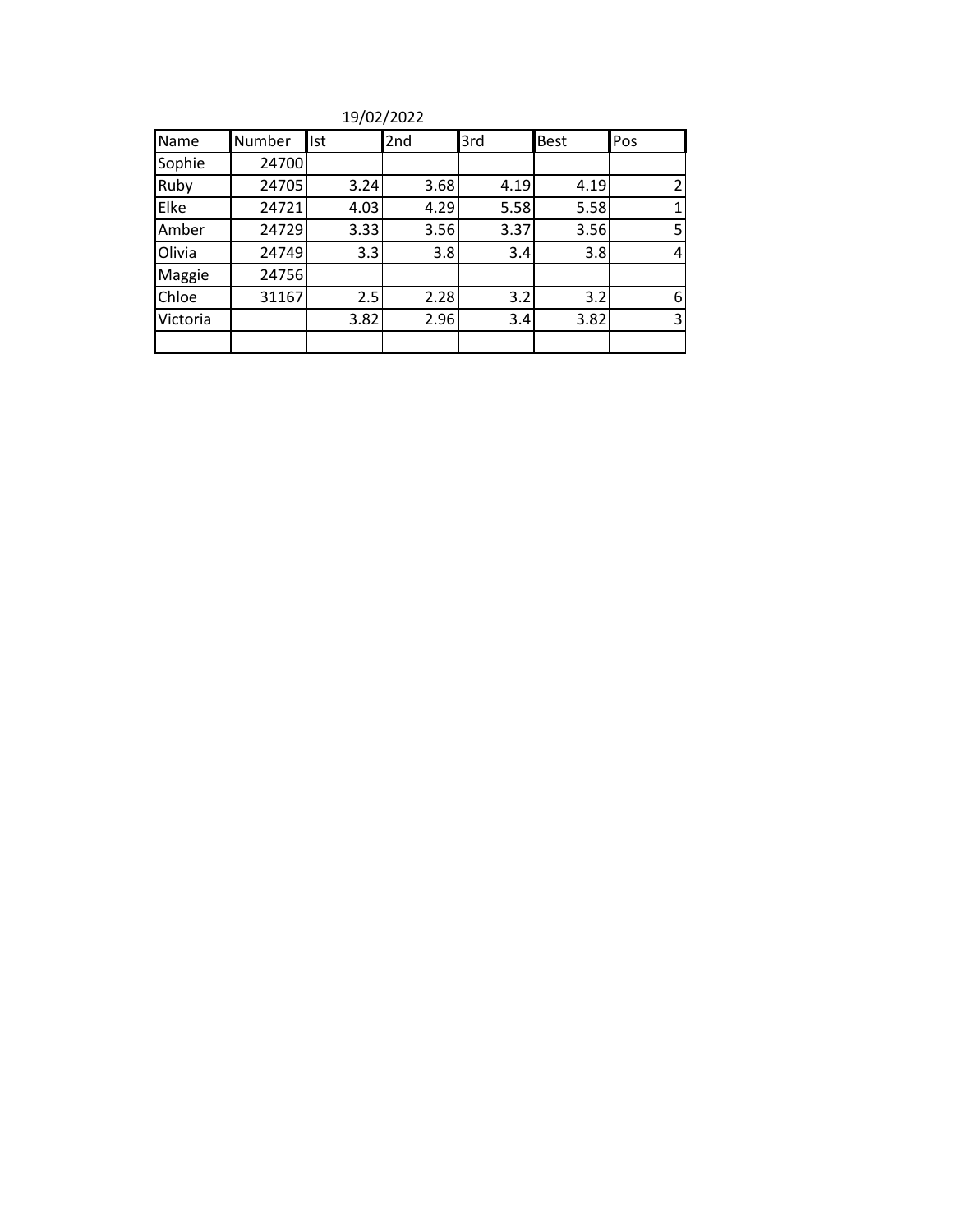19/02/2022

| Name | Number | Ist | 2nd | 3rd | Best | Pos |
|---|---|---|---|---|---|---|
| Sophie | 24700 | | | | | |
| Ruby | 24705 | 3.24 | 3.68 | 4.19 | 4.19 | 2 |
| Elke | 24721 | 4.03 | 4.29 | 5.58 | 5.58 | 1 |
| Amber | 24729 | 3.33 | 3.56 | 3.37 | 3.56 | 5 |
| Olivia | 24749 | 3.3 | 3.8 | 3.4 | 3.8 | 4 |
| Maggie | 24756 | | | | | |
| Chloe | 31167 | 2.5 | 2.28 | 3.2 | 3.2 | 6 |
| Victoria | | 3.82 | 2.96 | 3.4 | 3.82 | 3 |
| | | | | | | |